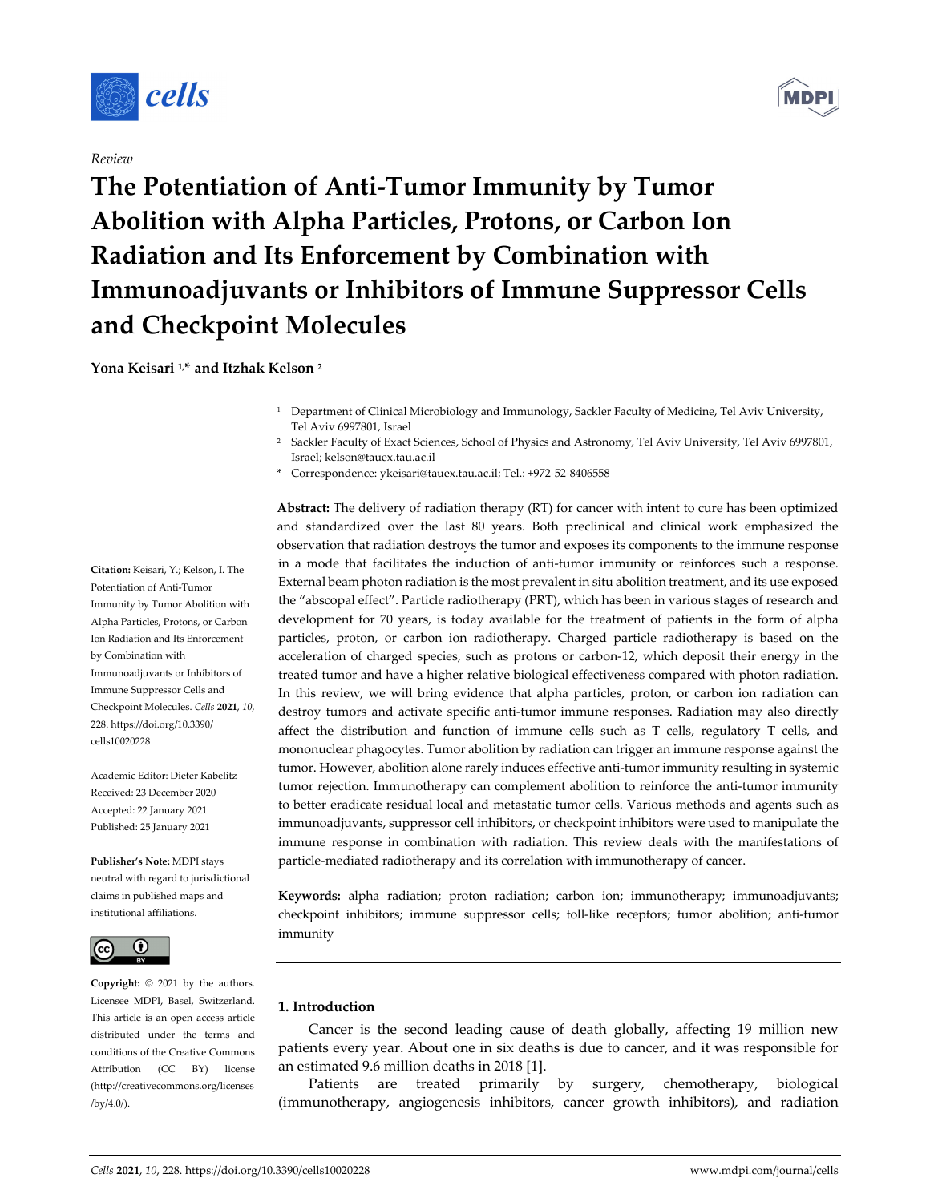*Review*

# The Potentiation of Anti-Tumor Immunity by Tumor Abolition with Alpha Particles, Protons, or Carbon Ion Radiation and Its Enforcement by Combination with Immunoadjuvants or Inhibitors of Immune Suppressor Cells and Checkpoint Molecules

**Yona Keisari [1,*] and Itzhak Kelson [2]**

[1] Department of Clinical Microbiology and Immunology, Sackler Faculty of Medicine, Tel Aviv University, Tel Aviv 6997801, Israel

[2] Sackler Faculty of Exact Sciences, School of Physics and Astronomy, Tel Aviv University, Tel Aviv 6997801, Israel; kelson@tauex.tau.ac.il

\* Correspondence: ykeisari@tauex.tau.ac.il; Tel.: +972-52-8406558

**Citation:** Keisari, Y.; Kelson, I. The Potentiation of Anti-Tumor Immunity by Tumor Abolition with Alpha Particles, Protons, or Carbon Ion Radiation and Its Enforcement by Combination with Immunoadjuvants or Inhibitors of Immune Suppressor Cells and Checkpoint Molecules. *Cells* **2021**, *10*, 228. https://doi.org/10.3390/cells10020228

Academic Editor: Dieter Kabelitz
Received: 23 December 2020
Accepted: 22 January 2021
Published: 25 January 2021

**Publisher's Note:** MDPI stays neutral with regard to jurisdictional claims in published maps and institutional affiliations.

**Copyright:** © 2021 by the authors. Licensee MDPI, Basel, Switzerland. This article is an open access article distributed under the terms and conditions of the Creative Commons Attribution (CC BY) license (http://creativecommons.org/licenses/by/4.0/).

**Abstract:** The delivery of radiation therapy (RT) for cancer with intent to cure has been optimized and standardized over the last 80 years. Both preclinical and clinical work emphasized the observation that radiation destroys the tumor and exposes its components to the immune response in a mode that facilitates the induction of anti-tumor immunity or reinforces such a response. External beam photon radiation is the most prevalent in situ abolition treatment, and its use exposed the "abscopal effect". Particle radiotherapy (PRT), which has been in various stages of research and development for 70 years, is today available for the treatment of patients in the form of alpha particles, proton, or carbon ion radiotherapy. Charged particle radiotherapy is based on the acceleration of charged species, such as protons or carbon-12, which deposit their energy in the treated tumor and have a higher relative biological effectiveness compared with photon radiation. In this review, we will bring evidence that alpha particles, proton, or carbon ion radiation can destroy tumors and activate specific anti-tumor immune responses. Radiation may also directly affect the distribution and function of immune cells such as T cells, regulatory T cells, and mononuclear phagocytes. Tumor abolition by radiation can trigger an immune response against the tumor. However, abolition alone rarely induces effective anti-tumor immunity resulting in systemic tumor rejection. Immunotherapy can complement abolition to reinforce the anti-tumor immunity to better eradicate residual local and metastatic tumor cells. Various methods and agents such as immunoadjuvants, suppressor cell inhibitors, or checkpoint inhibitors were used to manipulate the immune response in combination with radiation. This review deals with the manifestations of particle-mediated radiotherapy and its correlation with immunotherapy of cancer.

**Keywords:** alpha radiation; proton radiation; carbon ion; immunotherapy; immunoadjuvants; checkpoint inhibitors; immune suppressor cells; toll-like receptors; tumor abolition; anti-tumor immunity

## 1. Introduction

Cancer is the second leading cause of death globally, affecting 19 million new patients every year. About one in six deaths is due to cancer, and it was responsible for an estimated 9.6 million deaths in 2018 [1].

Patients are treated primarily by surgery, chemotherapy, biological (immunotherapy, angiogenesis inhibitors, cancer growth inhibitors), and radiation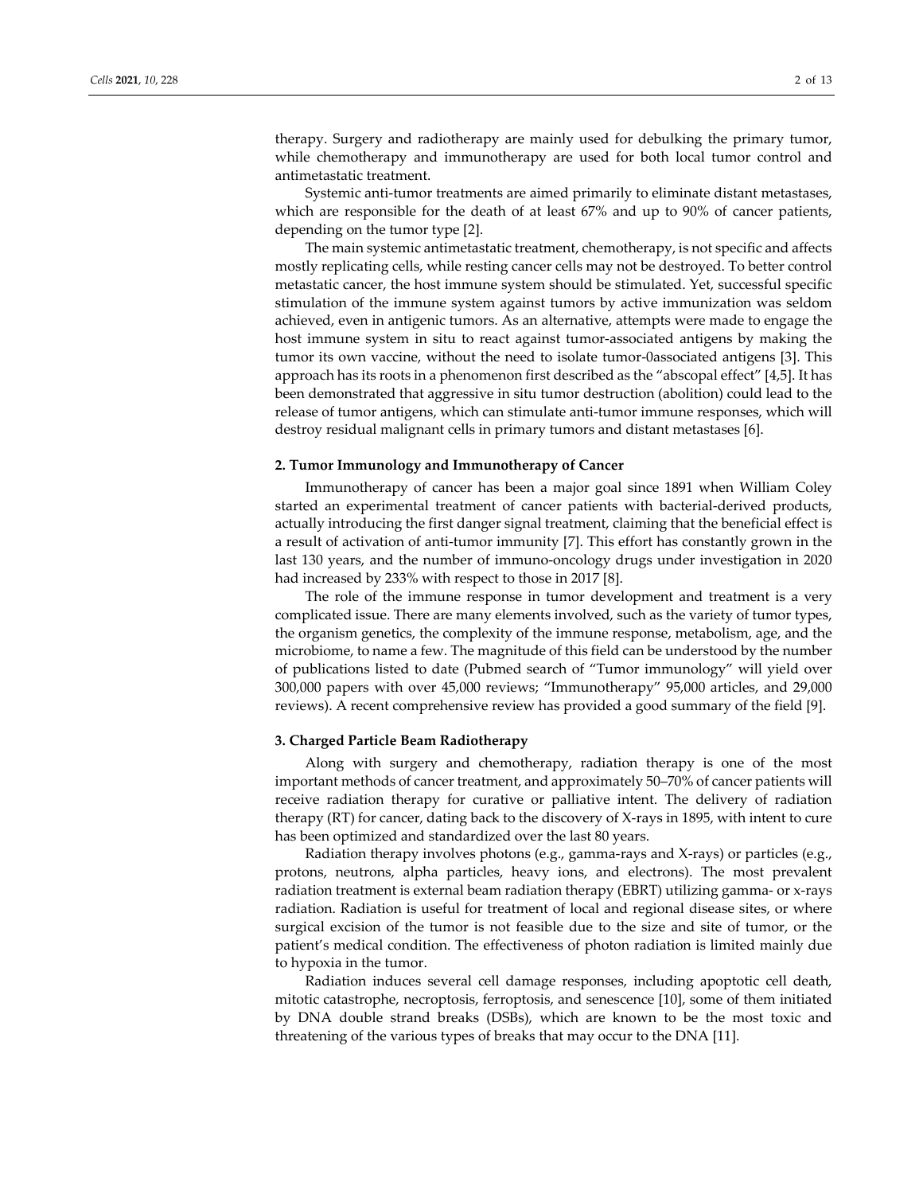therapy. Surgery and radiotherapy are mainly used for debulking the primary tumor, while chemotherapy and immunotherapy are used for both local tumor control and antimetastatic treatment.

Systemic anti-tumor treatments are aimed primarily to eliminate distant metastases, which are responsible for the death of at least 67% and up to 90% of cancer patients, depending on the tumor type [2].

The main systemic antimetastatic treatment, chemotherapy, is not specific and affects mostly replicating cells, while resting cancer cells may not be destroyed. To better control metastatic cancer, the host immune system should be stimulated. Yet, successful specific stimulation of the immune system against tumors by active immunization was seldom achieved, even in antigenic tumors. As an alternative, attempts were made to engage the host immune system in situ to react against tumor-associated antigens by making the tumor its own vaccine, without the need to isolate tumor-0associated antigens [3]. This approach has its roots in a phenomenon first described as the "abscopal effect" [4,5]. It has been demonstrated that aggressive in situ tumor destruction (abolition) could lead to the release of tumor antigens, which can stimulate anti-tumor immune responses, which will destroy residual malignant cells in primary tumors and distant metastases [6].

## 2. Tumor Immunology and Immunotherapy of Cancer

Immunotherapy of cancer has been a major goal since 1891 when William Coley started an experimental treatment of cancer patients with bacterial-derived products, actually introducing the first danger signal treatment, claiming that the beneficial effect is a result of activation of anti-tumor immunity [7]. This effort has constantly grown in the last 130 years, and the number of immuno-oncology drugs under investigation in 2020 had increased by 233% with respect to those in 2017 [8].

The role of the immune response in tumor development and treatment is a very complicated issue. There are many elements involved, such as the variety of tumor types, the organism genetics, the complexity of the immune response, metabolism, age, and the microbiome, to name a few. The magnitude of this field can be understood by the number of publications listed to date (Pubmed search of "Tumor immunology" will yield over 300,000 papers with over 45,000 reviews; "Immunotherapy" 95,000 articles, and 29,000 reviews). A recent comprehensive review has provided a good summary of the field [9].

## 3. Charged Particle Beam Radiotherapy

Along with surgery and chemotherapy, radiation therapy is one of the most important methods of cancer treatment, and approximately 50–70% of cancer patients will receive radiation therapy for curative or palliative intent. The delivery of radiation therapy (RT) for cancer, dating back to the discovery of X-rays in 1895, with intent to cure has been optimized and standardized over the last 80 years.

Radiation therapy involves photons (e.g., gamma-rays and X-rays) or particles (e.g., protons, neutrons, alpha particles, heavy ions, and electrons). The most prevalent radiation treatment is external beam radiation therapy (EBRT) utilizing gamma- or x-rays radiation. Radiation is useful for treatment of local and regional disease sites, or where surgical excision of the tumor is not feasible due to the size and site of tumor, or the patient's medical condition. The effectiveness of photon radiation is limited mainly due to hypoxia in the tumor.

Radiation induces several cell damage responses, including apoptotic cell death, mitotic catastrophe, necroptosis, ferroptosis, and senescence [10], some of them initiated by DNA double strand breaks (DSBs), which are known to be the most toxic and threatening of the various types of breaks that may occur to the DNA [11].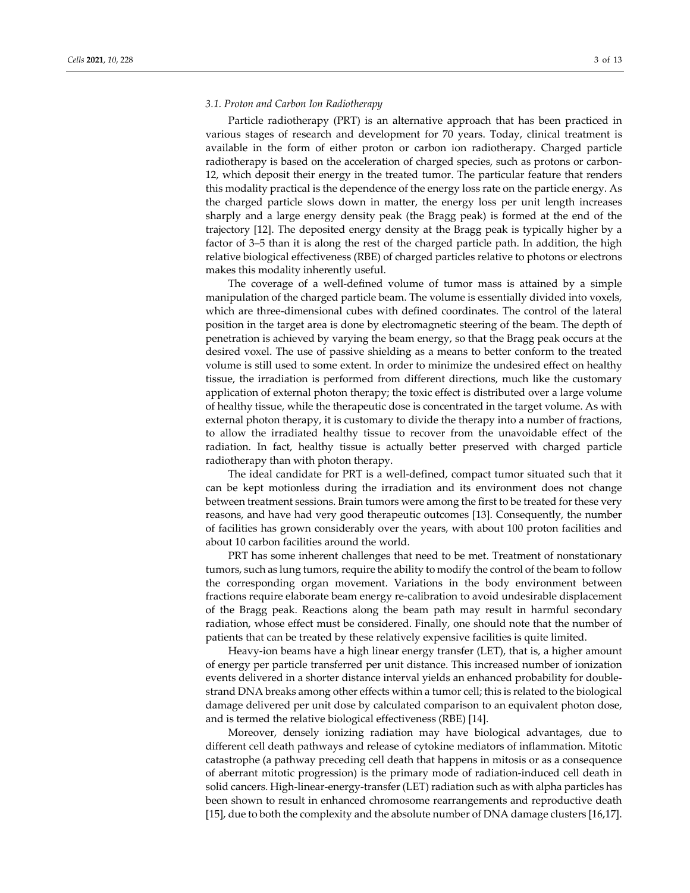### *3.1. Proton and Carbon Ion Radiotherapy*

Particle radiotherapy (PRT) is an alternative approach that has been practiced in various stages of research and development for 70 years. Today, clinical treatment is available in the form of either proton or carbon ion radiotherapy. Charged particle radiotherapy is based on the acceleration of charged species, such as protons or carbon-12, which deposit their energy in the treated tumor. The particular feature that renders this modality practical is the dependence of the energy loss rate on the particle energy. As the charged particle slows down in matter, the energy loss per unit length increases sharply and a large energy density peak (the Bragg peak) is formed at the end of the trajectory [12]. The deposited energy density at the Bragg peak is typically higher by a factor of 3–5 than it is along the rest of the charged particle path. In addition, the high relative biological effectiveness (RBE) of charged particles relative to photons or electrons makes this modality inherently useful.

The coverage of a well-defined volume of tumor mass is attained by a simple manipulation of the charged particle beam. The volume is essentially divided into voxels, which are three-dimensional cubes with defined coordinates. The control of the lateral position in the target area is done by electromagnetic steering of the beam. The depth of penetration is achieved by varying the beam energy, so that the Bragg peak occurs at the desired voxel. The use of passive shielding as a means to better conform to the treated volume is still used to some extent. In order to minimize the undesired effect on healthy tissue, the irradiation is performed from different directions, much like the customary application of external photon therapy; the toxic effect is distributed over a large volume of healthy tissue, while the therapeutic dose is concentrated in the target volume. As with external photon therapy, it is customary to divide the therapy into a number of fractions, to allow the irradiated healthy tissue to recover from the unavoidable effect of the radiation. In fact, healthy tissue is actually better preserved with charged particle radiotherapy than with photon therapy.

The ideal candidate for PRT is a well-defined, compact tumor situated such that it can be kept motionless during the irradiation and its environment does not change between treatment sessions. Brain tumors were among the first to be treated for these very reasons, and have had very good therapeutic outcomes [13]. Consequently, the number of facilities has grown considerably over the years, with about 100 proton facilities and about 10 carbon facilities around the world.

PRT has some inherent challenges that need to be met. Treatment of nonstationary tumors, such as lung tumors, require the ability to modify the control of the beam to follow the corresponding organ movement. Variations in the body environment between fractions require elaborate beam energy re-calibration to avoid undesirable displacement of the Bragg peak. Reactions along the beam path may result in harmful secondary radiation, whose effect must be considered. Finally, one should note that the number of patients that can be treated by these relatively expensive facilities is quite limited.

Heavy-ion beams have a high linear energy transfer (LET), that is, a higher amount of energy per particle transferred per unit distance. This increased number of ionization events delivered in a shorter distance interval yields an enhanced probability for double-strand DNA breaks among other effects within a tumor cell; this is related to the biological damage delivered per unit dose by calculated comparison to an equivalent photon dose, and is termed the relative biological effectiveness (RBE) [14].

Moreover, densely ionizing radiation may have biological advantages, due to different cell death pathways and release of cytokine mediators of inflammation. Mitotic catastrophe (a pathway preceding cell death that happens in mitosis or as a consequence of aberrant mitotic progression) is the primary mode of radiation-induced cell death in solid cancers. High-linear-energy-transfer (LET) radiation such as with alpha particles has been shown to result in enhanced chromosome rearrangements and reproductive death [15], due to both the complexity and the absolute number of DNA damage clusters [16,17].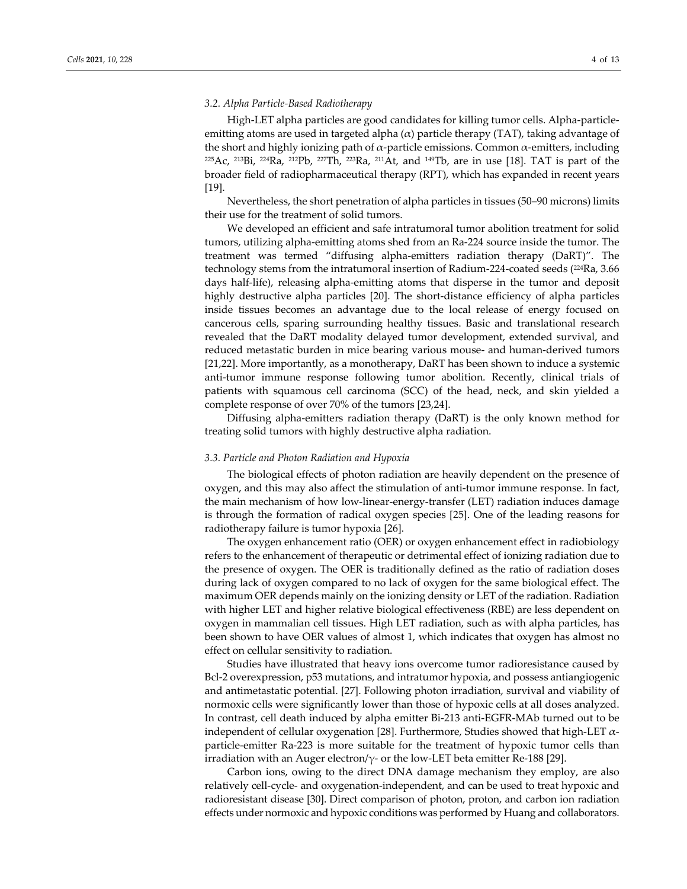### 3.2. Alpha Particle-Based Radiotherapy

High-LET alpha particles are good candidates for killing tumor cells. Alpha-particle-emitting atoms are used in targeted alpha ($\alpha$) particle therapy (TAT), taking advantage of the short and highly ionizing path of $\alpha$-particle emissions. Common $\alpha$-emitters, including $^{225}$Ac, $^{213}$Bi, $^{224}$Ra, $^{212}$Pb, $^{227}$Th, $^{223}$Ra, $^{211}$At, and $^{149}$Tb, are in use [18]. TAT is part of the broader field of radiopharmaceutical therapy (RPT), which has expanded in recent years [19].

Nevertheless, the short penetration of alpha particles in tissues (50–90 microns) limits their use for the treatment of solid tumors.

We developed an efficient and safe intratumoral tumor abolition treatment for solid tumors, utilizing alpha-emitting atoms shed from an Ra-224 source inside the tumor. The treatment was termed "diffusing alpha-emitters radiation therapy (DaRT)". The technology stems from the intratumoral insertion of Radium-224-coated seeds ($^{224}$Ra, 3.66 days half-life), releasing alpha-emitting atoms that disperse in the tumor and deposit highly destructive alpha particles [20]. The short-distance efficiency of alpha particles inside tissues becomes an advantage due to the local release of energy focused on cancerous cells, sparing surrounding healthy tissues. Basic and translational research revealed that the DaRT modality delayed tumor development, extended survival, and reduced metastatic burden in mice bearing various mouse- and human-derived tumors [21,22]. More importantly, as a monotherapy, DaRT has been shown to induce a systemic anti-tumor immune response following tumor abolition. Recently, clinical trials of patients with squamous cell carcinoma (SCC) of the head, neck, and skin yielded a complete response of over 70% of the tumors [23,24].

Diffusing alpha-emitters radiation therapy (DaRT) is the only known method for treating solid tumors with highly destructive alpha radiation.

### 3.3. Particle and Photon Radiation and Hypoxia

The biological effects of photon radiation are heavily dependent on the presence of oxygen, and this may also affect the stimulation of anti-tumor immune response. In fact, the main mechanism of how low-linear-energy-transfer (LET) radiation induces damage is through the formation of radical oxygen species [25]. One of the leading reasons for radiotherapy failure is tumor hypoxia [26].

The oxygen enhancement ratio (OER) or oxygen enhancement effect in radiobiology refers to the enhancement of therapeutic or detrimental effect of ionizing radiation due to the presence of oxygen. The OER is traditionally defined as the ratio of radiation doses during lack of oxygen compared to no lack of oxygen for the same biological effect. The maximum OER depends mainly on the ionizing density or LET of the radiation. Radiation with higher LET and higher relative biological effectiveness (RBE) are less dependent on oxygen in mammalian cell tissues. High LET radiation, such as with alpha particles, has been shown to have OER values of almost 1, which indicates that oxygen has almost no effect on cellular sensitivity to radiation.

Studies have illustrated that heavy ions overcome tumor radioresistance caused by Bcl-2 overexpression, p53 mutations, and intratumor hypoxia, and possess antiangiogenic and antimetastatic potential. [27]. Following photon irradiation, survival and viability of normoxic cells were significantly lower than those of hypoxic cells at all doses analyzed. In contrast, cell death induced by alpha emitter Bi-213 anti-EGFR-MAb turned out to be independent of cellular oxygenation [28]. Furthermore, Studies showed that high-LET $\alpha$-particle-emitter Ra-223 is more suitable for the treatment of hypoxic tumor cells than irradiation with an Auger electron/$\gamma$- or the low-LET beta emitter Re-188 [29].

Carbon ions, owing to the direct DNA damage mechanism they employ, are also relatively cell-cycle- and oxygenation-independent, and can be used to treat hypoxic and radioresistant disease [30]. Direct comparison of photon, proton, and carbon ion radiation effects under normoxic and hypoxic conditions was performed by Huang and collaborators.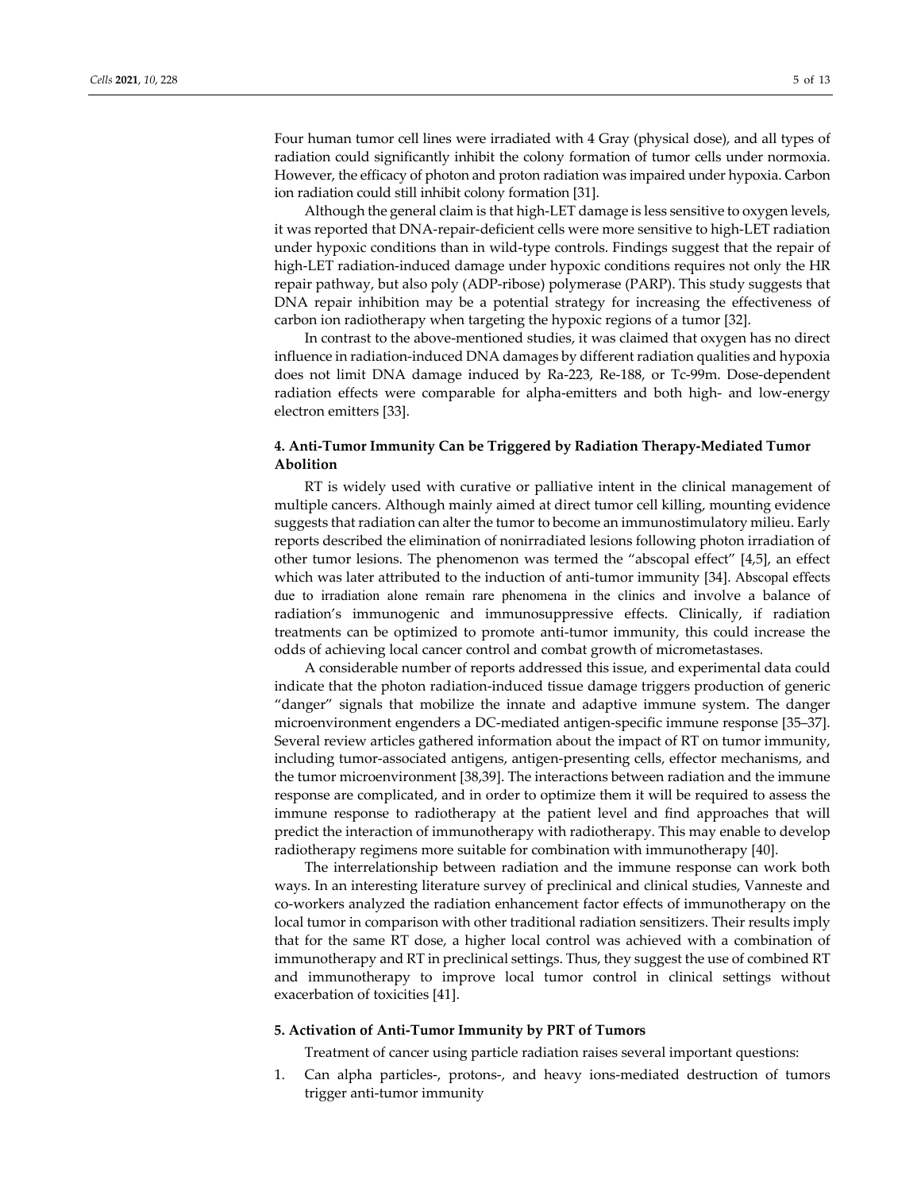Four human tumor cell lines were irradiated with 4 Gray (physical dose), and all types of radiation could significantly inhibit the colony formation of tumor cells under normoxia. However, the efficacy of photon and proton radiation was impaired under hypoxia. Carbon ion radiation could still inhibit colony formation [31].

Although the general claim is that high-LET damage is less sensitive to oxygen levels, it was reported that DNA-repair-deficient cells were more sensitive to high-LET radiation under hypoxic conditions than in wild-type controls. Findings suggest that the repair of high-LET radiation-induced damage under hypoxic conditions requires not only the HR repair pathway, but also poly (ADP-ribose) polymerase (PARP). This study suggests that DNA repair inhibition may be a potential strategy for increasing the effectiveness of carbon ion radiotherapy when targeting the hypoxic regions of a tumor [32].

In contrast to the above-mentioned studies, it was claimed that oxygen has no direct influence in radiation-induced DNA damages by different radiation qualities and hypoxia does not limit DNA damage induced by Ra-223, Re-188, or Tc-99m. Dose-dependent radiation effects were comparable for alpha-emitters and both high- and low-energy electron emitters [33].

## 4. Anti-Tumor Immunity Can be Triggered by Radiation Therapy-Mediated Tumor Abolition

RT is widely used with curative or palliative intent in the clinical management of multiple cancers. Although mainly aimed at direct tumor cell killing, mounting evidence suggests that radiation can alter the tumor to become an immunostimulatory milieu. Early reports described the elimination of nonirradiated lesions following photon irradiation of other tumor lesions. The phenomenon was termed the "abscopal effect" [4,5], an effect which was later attributed to the induction of anti-tumor immunity [34]. Abscopal effects due to irradiation alone remain rare phenomena in the clinics and involve a balance of radiation's immunogenic and immunosuppressive effects. Clinically, if radiation treatments can be optimized to promote anti-tumor immunity, this could increase the odds of achieving local cancer control and combat growth of micrometastases.

A considerable number of reports addressed this issue, and experimental data could indicate that the photon radiation-induced tissue damage triggers production of generic "danger" signals that mobilize the innate and adaptive immune system. The danger microenvironment engenders a DC-mediated antigen-specific immune response [35–37]. Several review articles gathered information about the impact of RT on tumor immunity, including tumor-associated antigens, antigen-presenting cells, effector mechanisms, and the tumor microenvironment [38,39]. The interactions between radiation and the immune response are complicated, and in order to optimize them it will be required to assess the immune response to radiotherapy at the patient level and find approaches that will predict the interaction of immunotherapy with radiotherapy. This may enable to develop radiotherapy regimens more suitable for combination with immunotherapy [40].

The interrelationship between radiation and the immune response can work both ways. In an interesting literature survey of preclinical and clinical studies, Vanneste and co-workers analyzed the radiation enhancement factor effects of immunotherapy on the local tumor in comparison with other traditional radiation sensitizers. Their results imply that for the same RT dose, a higher local control was achieved with a combination of immunotherapy and RT in preclinical settings. Thus, they suggest the use of combined RT and immunotherapy to improve local tumor control in clinical settings without exacerbation of toxicities [41].

## 5. Activation of Anti-Tumor Immunity by PRT of Tumors

Treatment of cancer using particle radiation raises several important questions:

1. Can alpha particles-, protons-, and heavy ions-mediated destruction of tumors trigger anti-tumor immunity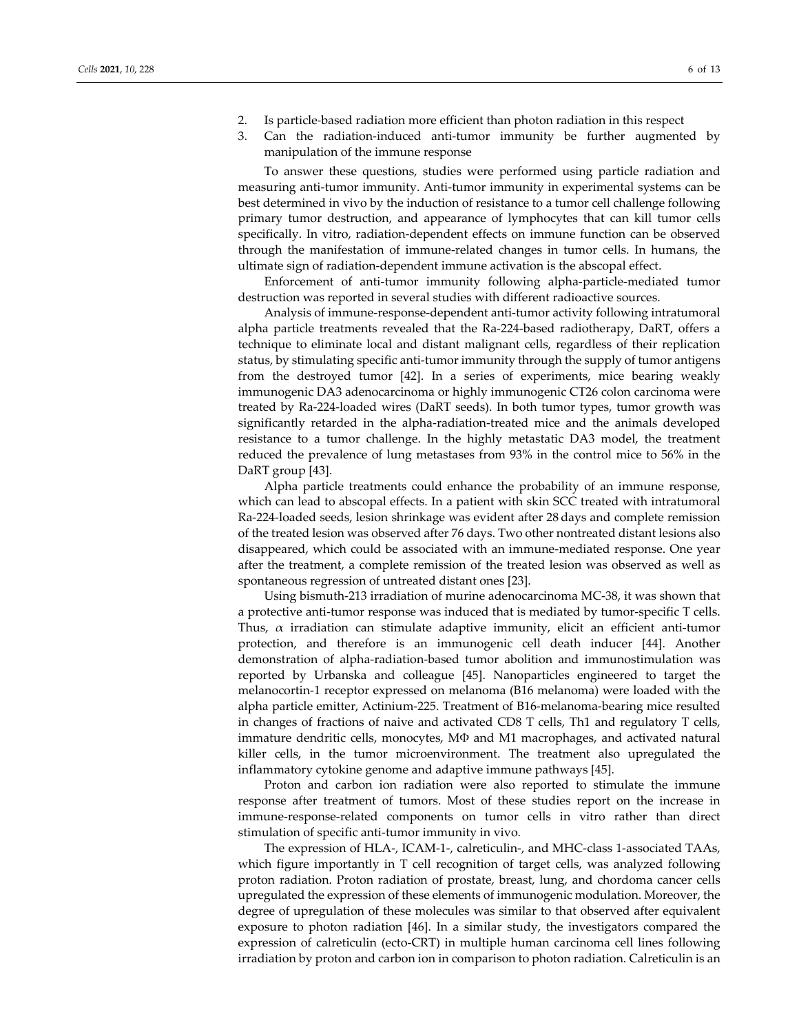2. Is particle-based radiation more efficient than photon radiation in this respect
3. Can the radiation-induced anti-tumor immunity be further augmented by manipulation of the immune response

To answer these questions, studies were performed using particle radiation and measuring anti-tumor immunity. Anti-tumor immunity in experimental systems can be best determined in vivo by the induction of resistance to a tumor cell challenge following primary tumor destruction, and appearance of lymphocytes that can kill tumor cells specifically. In vitro, radiation-dependent effects on immune function can be observed through the manifestation of immune-related changes in tumor cells. In humans, the ultimate sign of radiation-dependent immune activation is the abscopal effect.

Enforcement of anti-tumor immunity following alpha-particle-mediated tumor destruction was reported in several studies with different radioactive sources.

Analysis of immune-response-dependent anti-tumor activity following intratumoral alpha particle treatments revealed that the Ra-224-based radiotherapy, DaRT, offers a technique to eliminate local and distant malignant cells, regardless of their replication status, by stimulating specific anti-tumor immunity through the supply of tumor antigens from the destroyed tumor [42]. In a series of experiments, mice bearing weakly immunogenic DA3 adenocarcinoma or highly immunogenic CT26 colon carcinoma were treated by Ra-224-loaded wires (DaRT seeds). In both tumor types, tumor growth was significantly retarded in the alpha-radiation-treated mice and the animals developed resistance to a tumor challenge. In the highly metastatic DA3 model, the treatment reduced the prevalence of lung metastases from 93% in the control mice to 56% in the DaRT group [43].

Alpha particle treatments could enhance the probability of an immune response, which can lead to abscopal effects. In a patient with skin SCC treated with intratumoral Ra-224-loaded seeds, lesion shrinkage was evident after 28 days and complete remission of the treated lesion was observed after 76 days. Two other nontreated distant lesions also disappeared, which could be associated with an immune-mediated response. One year after the treatment, a complete remission of the treated lesion was observed as well as spontaneous regression of untreated distant ones [23].

Using bismuth-213 irradiation of murine adenocarcinoma MC-38, it was shown that a protective anti-tumor response was induced that is mediated by tumor-specific T cells. Thus, $\alpha$ irradiation can stimulate adaptive immunity, elicit an efficient anti-tumor protection, and therefore is an immunogenic cell death inducer [44]. Another demonstration of alpha-radiation-based tumor abolition and immunostimulation was reported by Urbanska and colleague [45]. Nanoparticles engineered to target the melanocortin-1 receptor expressed on melanoma (B16 melanoma) were loaded with the alpha particle emitter, Actinium-225. Treatment of B16-melanoma-bearing mice resulted in changes of fractions of naive and activated CD8 T cells, Th1 and regulatory T cells, immature dendritic cells, monocytes, MΦ and M1 macrophages, and activated natural killer cells, in the tumor microenvironment. The treatment also upregulated the inflammatory cytokine genome and adaptive immune pathways [45].

Proton and carbon ion radiation were also reported to stimulate the immune response after treatment of tumors. Most of these studies report on the increase in immune-response-related components on tumor cells in vitro rather than direct stimulation of specific anti-tumor immunity in vivo.

The expression of HLA-, ICAM-1-, calreticulin-, and MHC-class 1-associated TAAs, which figure importantly in T cell recognition of target cells, was analyzed following proton radiation. Proton radiation of prostate, breast, lung, and chordoma cancer cells upregulated the expression of these elements of immunogenic modulation. Moreover, the degree of upregulation of these molecules was similar to that observed after equivalent exposure to photon radiation [46]. In a similar study, the investigators compared the expression of calreticulin (ecto-CRT) in multiple human carcinoma cell lines following irradiation by proton and carbon ion in comparison to photon radiation. Calreticulin is an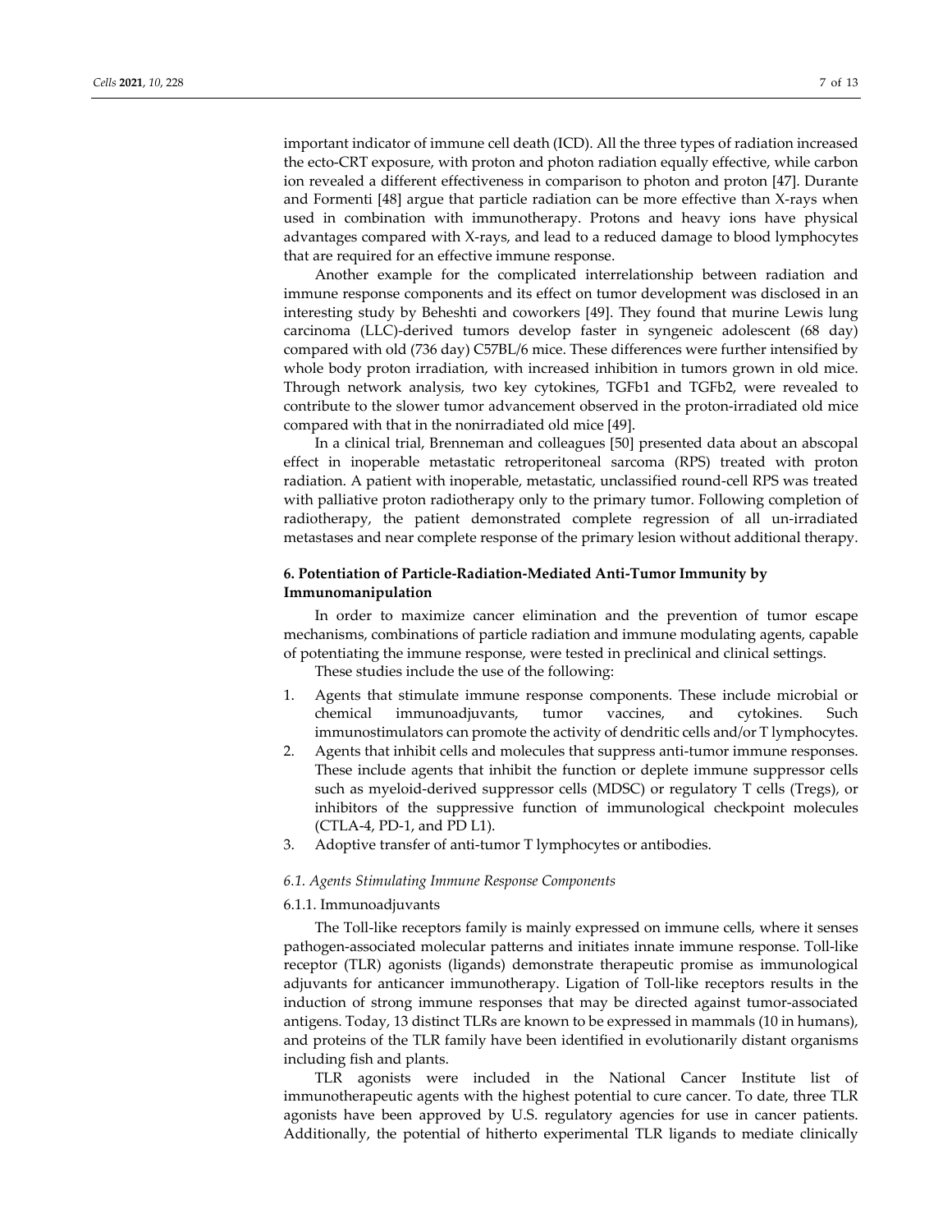important indicator of immune cell death (ICD). All the three types of radiation increased the ecto-CRT exposure, with proton and photon radiation equally effective, while carbon ion revealed a different effectiveness in comparison to photon and proton [47]. Durante and Formenti [48] argue that particle radiation can be more effective than X-rays when used in combination with immunotherapy. Protons and heavy ions have physical advantages compared with X-rays, and lead to a reduced damage to blood lymphocytes that are required for an effective immune response.

Another example for the complicated interrelationship between radiation and immune response components and its effect on tumor development was disclosed in an interesting study by Beheshti and coworkers [49]. They found that murine Lewis lung carcinoma (LLC)-derived tumors develop faster in syngeneic adolescent (68 day) compared with old (736 day) C57BL/6 mice. These differences were further intensified by whole body proton irradiation, with increased inhibition in tumors grown in old mice. Through network analysis, two key cytokines, TGFb1 and TGFb2, were revealed to contribute to the slower tumor advancement observed in the proton-irradiated old mice compared with that in the nonirradiated old mice [49].

In a clinical trial, Brenneman and colleagues [50] presented data about an abscopal effect in inoperable metastatic retroperitoneal sarcoma (RPS) treated with proton radiation. A patient with inoperable, metastatic, unclassified round-cell RPS was treated with palliative proton radiotherapy only to the primary tumor. Following completion of radiotherapy, the patient demonstrated complete regression of all un-irradiated metastases and near complete response of the primary lesion without additional therapy.

## 6. Potentiation of Particle-Radiation-Mediated Anti-Tumor Immunity by Immunomanipulation

In order to maximize cancer elimination and the prevention of tumor escape mechanisms, combinations of particle radiation and immune modulating agents, capable of potentiating the immune response, were tested in preclinical and clinical settings.

These studies include the use of the following:

1. Agents that stimulate immune response components. These include microbial or chemical immunoadjuvants, tumor vaccines, and cytokines. Such immunostimulators can promote the activity of dendritic cells and/or T lymphocytes.
2. Agents that inhibit cells and molecules that suppress anti-tumor immune responses. These include agents that inhibit the function or deplete immune suppressor cells such as myeloid-derived suppressor cells (MDSC) or regulatory T cells (Tregs), or inhibitors of the suppressive function of immunological checkpoint molecules (CTLA-4, PD-1, and PD L1).
3. Adoptive transfer of anti-tumor T lymphocytes or antibodies.

### *6.1. Agents Stimulating Immune Response Components*

#### 6.1.1. Immunoadjuvants

The Toll-like receptors family is mainly expressed on immune cells, where it senses pathogen-associated molecular patterns and initiates innate immune response. Toll-like receptor (TLR) agonists (ligands) demonstrate therapeutic promise as immunological adjuvants for anticancer immunotherapy. Ligation of Toll-like receptors results in the induction of strong immune responses that may be directed against tumor-associated antigens. Today, 13 distinct TLRs are known to be expressed in mammals (10 in humans), and proteins of the TLR family have been identified in evolutionarily distant organisms including fish and plants.

TLR agonists were included in the National Cancer Institute list of immunotherapeutic agents with the highest potential to cure cancer. To date, three TLR agonists have been approved by U.S. regulatory agencies for use in cancer patients. Additionally, the potential of hitherto experimental TLR ligands to mediate clinically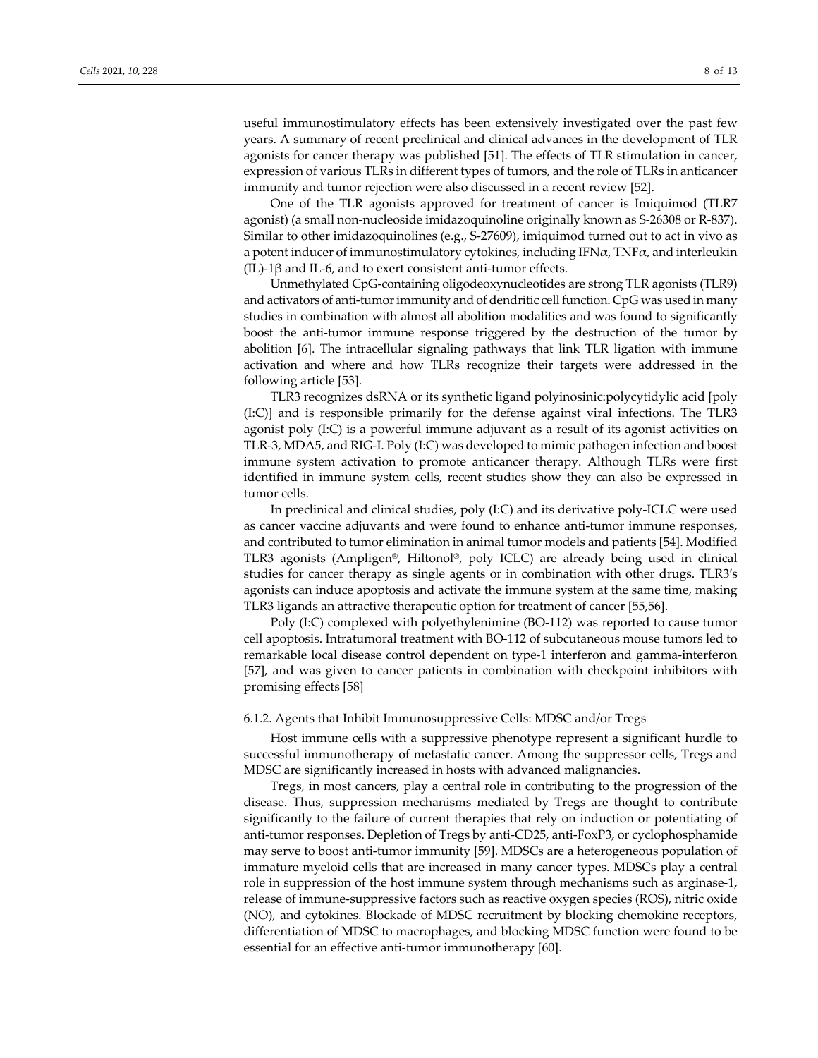useful immunostimulatory effects has been extensively investigated over the past few years. A summary of recent preclinical and clinical advances in the development of TLR agonists for cancer therapy was published [51]. The effects of TLR stimulation in cancer, expression of various TLRs in different types of tumors, and the role of TLRs in anticancer immunity and tumor rejection were also discussed in a recent review [52].

One of the TLR agonists approved for treatment of cancer is Imiquimod (TLR7 agonist) (a small non-nucleoside imidazoquinoline originally known as S-26308 or R-837). Similar to other imidazoquinolines (e.g., S-27609), imiquimod turned out to act in vivo as a potent inducer of immunostimulatory cytokines, including IFN$\alpha$, TNF$\alpha$, and interleukin (IL)-1$\beta$ and IL-6, and to exert consistent anti-tumor effects.

Unmethylated CpG-containing oligodeoxynucleotides are strong TLR agonists (TLR9) and activators of anti-tumor immunity and of dendritic cell function. CpG was used in many studies in combination with almost all abolition modalities and was found to significantly boost the anti-tumor immune response triggered by the destruction of the tumor by abolition [6]. The intracellular signaling pathways that link TLR ligation with immune activation and where and how TLRs recognize their targets were addressed in the following article [53].

TLR3 recognizes dsRNA or its synthetic ligand polyinosinic:polycytidylic acid [poly (I:C)] and is responsible primarily for the defense against viral infections. The TLR3 agonist poly (I:C) is a powerful immune adjuvant as a result of its agonist activities on TLR-3, MDA5, and RIG-I. Poly (I:C) was developed to mimic pathogen infection and boost immune system activation to promote anticancer therapy. Although TLRs were first identified in immune system cells, recent studies show they can also be expressed in tumor cells.

In preclinical and clinical studies, poly (I:C) and its derivative poly-ICLC were used as cancer vaccine adjuvants and were found to enhance anti-tumor immune responses, and contributed to tumor elimination in animal tumor models and patients [54]. Modified TLR3 agonists (Ampligen®, Hiltonol®, poly ICLC) are already being used in clinical studies for cancer therapy as single agents or in combination with other drugs. TLR3's agonists can induce apoptosis and activate the immune system at the same time, making TLR3 ligands an attractive therapeutic option for treatment of cancer [55,56].

Poly (I:C) complexed with polyethylenimine (BO-112) was reported to cause tumor cell apoptosis. Intratumoral treatment with BO-112 of subcutaneous mouse tumors led to remarkable local disease control dependent on type-1 interferon and gamma-interferon [57], and was given to cancer patients in combination with checkpoint inhibitors with promising effects [58]

#### 6.1.2. Agents that Inhibit Immunosuppressive Cells: MDSC and/or Tregs

Host immune cells with a suppressive phenotype represent a significant hurdle to successful immunotherapy of metastatic cancer. Among the suppressor cells, Tregs and MDSC are significantly increased in hosts with advanced malignancies.

Tregs, in most cancers, play a central role in contributing to the progression of the disease. Thus, suppression mechanisms mediated by Tregs are thought to contribute significantly to the failure of current therapies that rely on induction or potentiating of anti-tumor responses. Depletion of Tregs by anti-CD25, anti-FoxP3, or cyclophosphamide may serve to boost anti-tumor immunity [59]. MDSCs are a heterogeneous population of immature myeloid cells that are increased in many cancer types. MDSCs play a central role in suppression of the host immune system through mechanisms such as arginase-1, release of immune-suppressive factors such as reactive oxygen species (ROS), nitric oxide (NO), and cytokines. Blockade of MDSC recruitment by blocking chemokine receptors, differentiation of MDSC to macrophages, and blocking MDSC function were found to be essential for an effective anti-tumor immunotherapy [60].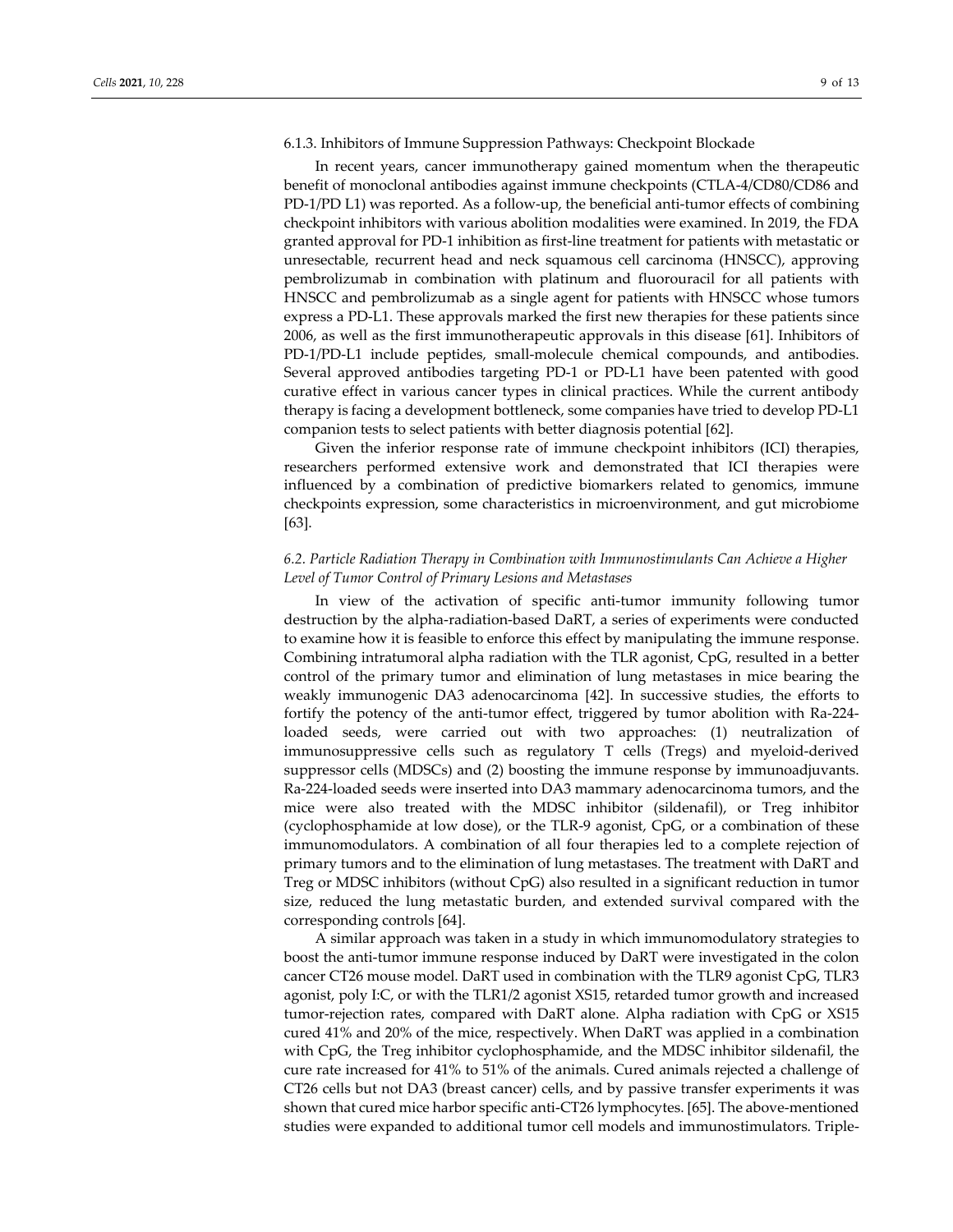#### 6.1.3. Inhibitors of Immune Suppression Pathways: Checkpoint Blockade

In recent years, cancer immunotherapy gained momentum when the therapeutic benefit of monoclonal antibodies against immune checkpoints (CTLA-4/CD80/CD86 and PD-1/PD L1) was reported. As a follow-up, the beneficial anti-tumor effects of combining checkpoint inhibitors with various abolition modalities were examined. In 2019, the FDA granted approval for PD-1 inhibition as first-line treatment for patients with metastatic or unresectable, recurrent head and neck squamous cell carcinoma (HNSCC), approving pembrolizumab in combination with platinum and fluorouracil for all patients with HNSCC and pembrolizumab as a single agent for patients with HNSCC whose tumors express a PD-L1. These approvals marked the first new therapies for these patients since 2006, as well as the first immunotherapeutic approvals in this disease [61]. Inhibitors of PD-1/PD-L1 include peptides, small-molecule chemical compounds, and antibodies. Several approved antibodies targeting PD-1 or PD-L1 have been patented with good curative effect in various cancer types in clinical practices. While the current antibody therapy is facing a development bottleneck, some companies have tried to develop PD-L1 companion tests to select patients with better diagnosis potential [62].

Given the inferior response rate of immune checkpoint inhibitors (ICI) therapies, researchers performed extensive work and demonstrated that ICI therapies were influenced by a combination of predictive biomarkers related to genomics, immune checkpoints expression, some characteristics in microenvironment, and gut microbiome [63].

### *6.2. Particle Radiation Therapy in Combination with Immunostimulants Can Achieve a Higher Level of Tumor Control of Primary Lesions and Metastases*

In view of the activation of specific anti-tumor immunity following tumor destruction by the alpha-radiation-based DaRT, a series of experiments were conducted to examine how it is feasible to enforce this effect by manipulating the immune response. Combining intratumoral alpha radiation with the TLR agonist, CpG, resulted in a better control of the primary tumor and elimination of lung metastases in mice bearing the weakly immunogenic DA3 adenocarcinoma [42]. In successive studies, the efforts to fortify the potency of the anti-tumor effect, triggered by tumor abolition with Ra-224-loaded seeds, were carried out with two approaches: (1) neutralization of immunosuppressive cells such as regulatory T cells (Tregs) and myeloid-derived suppressor cells (MDSCs) and (2) boosting the immune response by immunoadjuvants. Ra-224-loaded seeds were inserted into DA3 mammary adenocarcinoma tumors, and the mice were also treated with the MDSC inhibitor (sildenafil), or Treg inhibitor (cyclophosphamide at low dose), or the TLR-9 agonist, CpG, or a combination of these immunomodulators. A combination of all four therapies led to a complete rejection of primary tumors and to the elimination of lung metastases. The treatment with DaRT and Treg or MDSC inhibitors (without CpG) also resulted in a significant reduction in tumor size, reduced the lung metastatic burden, and extended survival compared with the corresponding controls [64].

A similar approach was taken in a study in which immunomodulatory strategies to boost the anti-tumor immune response induced by DaRT were investigated in the colon cancer CT26 mouse model. DaRT used in combination with the TLR9 agonist CpG, TLR3 agonist, poly I:C, or with the TLR1/2 agonist XS15, retarded tumor growth and increased tumor-rejection rates, compared with DaRT alone. Alpha radiation with CpG or XS15 cured 41% and 20% of the mice, respectively. When DaRT was applied in a combination with CpG, the Treg inhibitor cyclophosphamide, and the MDSC inhibitor sildenafil, the cure rate increased for 41% to 51% of the animals. Cured animals rejected a challenge of CT26 cells but not DA3 (breast cancer) cells, and by passive transfer experiments it was shown that cured mice harbor specific anti-CT26 lymphocytes. [65]. The above-mentioned studies were expanded to additional tumor cell models and immunostimulators. Triple-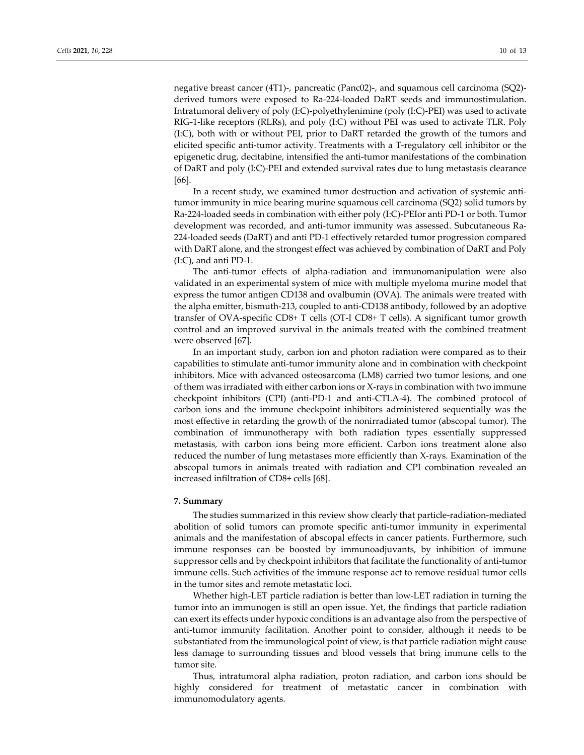negative breast cancer (4T1)-, pancreatic (Panc02)-, and squamous cell carcinoma (SQ2)-derived tumors were exposed to Ra-224-loaded DaRT seeds and immunostimulation. Intratumoral delivery of poly (I:C)-polyethylenimine (poly (I:C)-PEI) was used to activate RIG-1-like receptors (RLRs), and poly (I:C) without PEI was used to activate TLR. Poly (I:C), both with or without PEI, prior to DaRT retarded the growth of the tumors and elicited specific anti-tumor activity. Treatments with a T-regulatory cell inhibitor or the epigenetic drug, decitabine, intensified the anti-tumor manifestations of the combination of DaRT and poly (I:C)-PEI and extended survival rates due to lung metastasis clearance [66].

In a recent study, we examined tumor destruction and activation of systemic anti-tumor immunity in mice bearing murine squamous cell carcinoma (SQ2) solid tumors by Ra-224-loaded seeds in combination with either poly (I:C)-PEIor anti PD-1 or both. Tumor development was recorded, and anti-tumor immunity was assessed. Subcutaneous Ra-224-loaded seeds (DaRT) and anti PD-1 effectively retarded tumor progression compared with DaRT alone, and the strongest effect was achieved by combination of DaRT and Poly (I:C), and anti PD-1.

The anti-tumor effects of alpha-radiation and immunomanipulation were also validated in an experimental system of mice with multiple myeloma murine model that express the tumor antigen CD138 and ovalbumin (OVA). The animals were treated with the alpha emitter, bismuth-213, coupled to anti-CD138 antibody, followed by an adoptive transfer of OVA-specific CD8+ T cells (OT-I CD8+ T cells). A significant tumor growth control and an improved survival in the animals treated with the combined treatment were observed [67].

In an important study, carbon ion and photon radiation were compared as to their capabilities to stimulate anti-tumor immunity alone and in combination with checkpoint inhibitors. Mice with advanced osteosarcoma (LM8) carried two tumor lesions, and one of them was irradiated with either carbon ions or X-rays in combination with two immune checkpoint inhibitors (CPI) (anti-PD-1 and anti-CTLA-4). The combined protocol of carbon ions and the immune checkpoint inhibitors administered sequentially was the most effective in retarding the growth of the nonirradiated tumor (abscopal tumor). The combination of immunotherapy with both radiation types essentially suppressed metastasis, with carbon ions being more efficient. Carbon ions treatment alone also reduced the number of lung metastases more efficiently than X-rays. Examination of the abscopal tumors in animals treated with radiation and CPI combination revealed an increased infiltration of CD8+ cells [68].

## 7. Summary

The studies summarized in this review show clearly that particle-radiation-mediated abolition of solid tumors can promote specific anti-tumor immunity in experimental animals and the manifestation of abscopal effects in cancer patients. Furthermore, such immune responses can be boosted by immunoadjuvants, by inhibition of immune suppressor cells and by checkpoint inhibitors that facilitate the functionality of anti-tumor immune cells. Such activities of the immune response act to remove residual tumor cells in the tumor sites and remote metastatic loci.

Whether high-LET particle radiation is better than low-LET radiation in turning the tumor into an immunogen is still an open issue. Yet, the findings that particle radiation can exert its effects under hypoxic conditions is an advantage also from the perspective of anti-tumor immunity facilitation. Another point to consider, although it needs to be substantiated from the immunological point of view, is that particle radiation might cause less damage to surrounding tissues and blood vessels that bring immune cells to the tumor site.

Thus, intratumoral alpha radiation, proton radiation, and carbon ions should be highly considered for treatment of metastatic cancer in combination with immunomodulatory agents.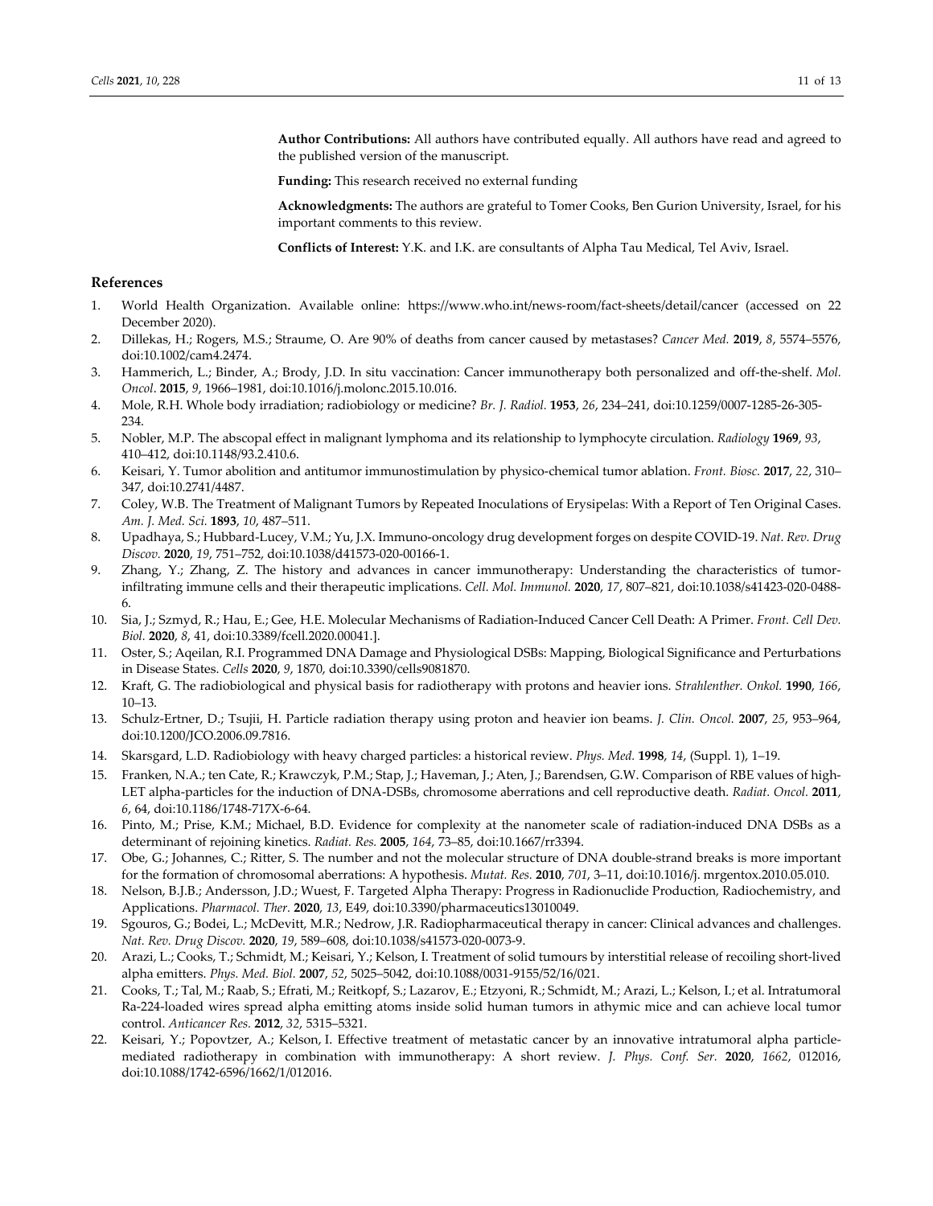**Author Contributions:** All authors have contributed equally. All authors have read and agreed to the published version of the manuscript.

**Funding:** This research received no external funding

**Acknowledgments:** The authors are grateful to Tomer Cooks, Ben Gurion University, Israel, for his important comments to this review.

**Conflicts of Interest:** Y.K. and I.K. are consultants of Alpha Tau Medical, Tel Aviv, Israel.

## References

1. World Health Organization. Available online: https://www.who.int/news-room/fact-sheets/detail/cancer (accessed on 22 December 2020).
2. Dillekas, H.; Rogers, M.S.; Straume, O. Are 90% of deaths from cancer caused by metastases? *Cancer Med.* **2019**, *8*, 5574–5576, doi:10.1002/cam4.2474.
3. Hammerich, L.; Binder, A.; Brody, J.D. In situ vaccination: Cancer immunotherapy both personalized and off-the-shelf. *Mol. Oncol*. **2015**, *9*, 1966–1981, doi:10.1016/j.molonc.2015.10.016.
4. Mole, R.H. Whole body irradiation; radiobiology or medicine? *Br. J. Radiol.* **1953**, *26*, 234–241, doi:10.1259/0007-1285-26-305-234.
5. Nobler, M.P. The abscopal effect in malignant lymphoma and its relationship to lymphocyte circulation. *Radiology* **1969**, *93*, 410–412, doi:10.1148/93.2.410.6.
6. Keisari, Y. Tumor abolition and antitumor immunostimulation by physico-chemical tumor ablation. *Front. Biosc.* **2017**, *22*, 310–347, doi:10.2741/4487.
7. Coley, W.B. The Treatment of Malignant Tumors by Repeated Inoculations of Erysipelas: With a Report of Ten Original Cases. *Am. J. Med. Sci.* **1893**, *10*, 487–511.
8. Upadhaya, S.; Hubbard-Lucey, V.M.; Yu, J.X. Immuno-oncology drug development forges on despite COVID-19. *Nat. Rev. Drug Discov.* **2020**, *19*, 751–752, doi:10.1038/d41573-020-00166-1.
9. Zhang, Y.; Zhang, Z. The history and advances in cancer immunotherapy: Understanding the characteristics of tumor-infiltrating immune cells and their therapeutic implications. *Cell. Mol. Immunol.* **2020**, *17*, 807–821, doi:10.1038/s41423-020-0488-6.
10. Sia, J.; Szmyd, R.; Hau, E.; Gee, H.E. Molecular Mechanisms of Radiation-Induced Cancer Cell Death: A Primer. *Front. Cell Dev. Biol.* **2020**, *8*, 41, doi:10.3389/fcell.2020.00041.].
11. Oster, S.; Aqeilan, R.I. Programmed DNA Damage and Physiological DSBs: Mapping, Biological Significance and Perturbations in Disease States. *Cells* **2020**, *9*, 1870, doi:10.3390/cells9081870.
12. Kraft, G. The radiobiological and physical basis for radiotherapy with protons and heavier ions. *Strahlenther. Onkol.* **1990**, *166*, 10–13.
13. Schulz-Ertner, D.; Tsujii, H. Particle radiation therapy using proton and heavier ion beams. *J. Clin. Oncol.* **2007**, *25*, 953–964, doi:10.1200/JCO.2006.09.7816.
14. Skarsgard, L.D. Radiobiology with heavy charged particles: a historical review. *Phys. Med.* **1998**, *14*, (Suppl. 1), 1–19.
15. Franken, N.A.; ten Cate, R.; Krawczyk, P.M.; Stap, J.; Haveman, J.; Aten, J.; Barendsen, G.W. Comparison of RBE values of high-LET alpha-particles for the induction of DNA-DSBs, chromosome aberrations and cell reproductive death. *Radiat. Oncol.* **2011**, *6*, 64, doi:10.1186/1748-717X-6-64.
16. Pinto, M.; Prise, K.M.; Michael, B.D. Evidence for complexity at the nanometer scale of radiation-induced DNA DSBs as a determinant of rejoining kinetics. *Radiat. Res.* **2005**, *164*, 73–85, doi:10.1667/rr3394.
17. Obe, G.; Johannes, C.; Ritter, S. The number and not the molecular structure of DNA double-strand breaks is more important for the formation of chromosomal aberrations: A hypothesis. *Mutat. Res.* **2010**, *701*, 3–11, doi:10.1016/j. mrgentox.2010.05.010.
18. Nelson, B.J.B.; Andersson, J.D.; Wuest, F. Targeted Alpha Therapy: Progress in Radionuclide Production, Radiochemistry, and Applications. *Pharmacol. Ther.* **2020**, *13*, E49, doi:10.3390/pharmaceutics13010049.
19. Sgouros, G.; Bodei, L.; McDevitt, M.R.; Nedrow, J.R. Radiopharmaceutical therapy in cancer: Clinical advances and challenges. *Nat. Rev. Drug Discov.* **2020**, *19*, 589–608, doi:10.1038/s41573-020-0073-9.
20. Arazi, L.; Cooks, T.; Schmidt, M.; Keisari, Y.; Kelson, I. Treatment of solid tumours by interstitial release of recoiling short-lived alpha emitters. *Phys. Med. Biol.* **2007**, *52*, 5025–5042, doi:10.1088/0031-9155/52/16/021.
21. Cooks, T.; Tal, M.; Raab, S.; Efrati, M.; Reitkopf, S.; Lazarov, E.; Etzyoni, R.; Schmidt, M.; Arazi, L.; Kelson, I.; et al. Intratumoral Ra-224-loaded wires spread alpha emitting atoms inside solid human tumors in athymic mice and can achieve local tumor control. *Anticancer Res.* **2012**, *32*, 5315–5321.
22. Keisari, Y.; Popovtzer, A.; Kelson, I. Effective treatment of metastatic cancer by an innovative intratumoral alpha particle-mediated radiotherapy in combination with immunotherapy: A short review. *J. Phys. Conf. Ser.* **2020**, *1662*, 012016, doi:10.1088/1742-6596/1662/1/012016.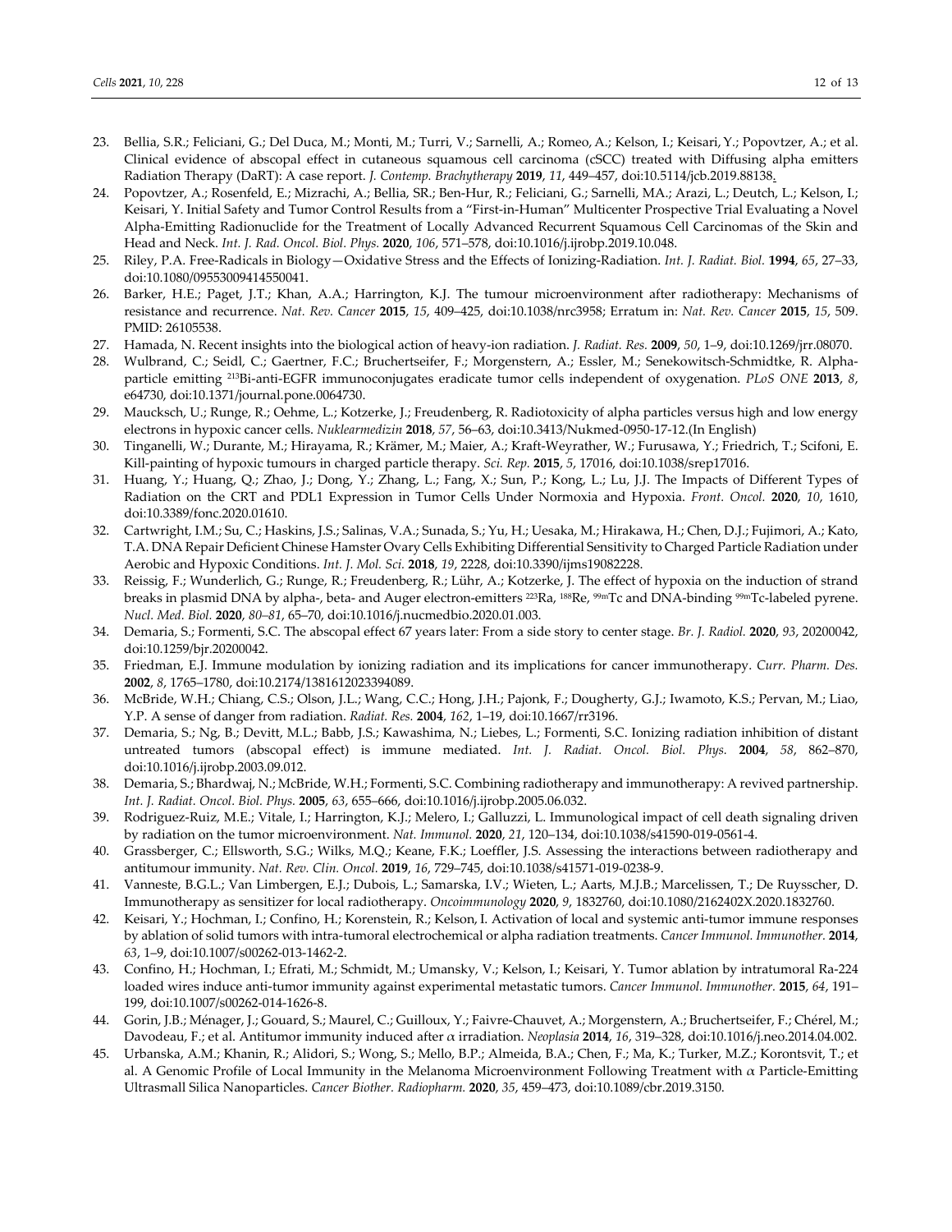23. Bellia, S.R.; Feliciani, G.; Del Duca, M.; Monti, M.; Turri, V.; Sarnelli, A.; Romeo, A.; Kelson, I.; Keisari, Y.; Popovtzer, A.; et al. Clinical evidence of abscopal effect in cutaneous squamous cell carcinoma (cSCC) treated with Diffusing alpha emitters Radiation Therapy (DaRT): A case report. *J. Contemp. Brachytherapy* **2019**, *11*, 449–457, doi:10.5114/jcb.2019.88138.
24. Popovtzer, A.; Rosenfeld, E.; Mizrachi, A.; Bellia, SR.; Ben-Hur, R.; Feliciani, G.; Sarnelli, MA.; Arazi, L.; Deutch, L.; Kelson, I.; Keisari, Y. Initial Safety and Tumor Control Results from a "First-in-Human" Multicenter Prospective Trial Evaluating a Novel Alpha-Emitting Radionuclide for the Treatment of Locally Advanced Recurrent Squamous Cell Carcinomas of the Skin and Head and Neck. *Int. J. Rad. Oncol. Biol. Phys.* **2020**, *106*, 571–578, doi:10.1016/j.ijrobp.2019.10.048.
25. Riley, P.A. Free-Radicals in Biology—Oxidative Stress and the Effects of Ionizing-Radiation. *Int. J. Radiat. Biol.* **1994**, *65*, 27–33, doi:10.1080/09553009414550041.
26. Barker, H.E.; Paget, J.T.; Khan, A.A.; Harrington, K.J. The tumour microenvironment after radiotherapy: Mechanisms of resistance and recurrence. *Nat. Rev. Cancer* **2015**, *15*, 409–425, doi:10.1038/nrc3958; Erratum in: *Nat. Rev. Cancer* **2015**, *15*, 509. PMID: 26105538.
27. Hamada, N. Recent insights into the biological action of heavy-ion radiation. *J. Radiat. Res.* **2009**, *50*, 1–9, doi:10.1269/jrr.08070.
28. Wulbrand, C.; Seidl, C.; Gaertner, F.C.; Bruchertseifer, F.; Morgenstern, A.; Essler, M.; Senekowitsch-Schmidtke, R. Alpha-particle emitting $^{213}$Bi-anti-EGFR immunoconjugates eradicate tumor cells independent of oxygenation. *PLoS ONE* **2013**, *8*, e64730, doi:10.1371/journal.pone.0064730.
29. Maucksch, U.; Runge, R.; Oehme, L.; Kotzerke, J.; Freudenberg, R. Radiotoxicity of alpha particles versus high and low energy electrons in hypoxic cancer cells. *Nuklearmedizin* **2018**, *57*, 56–63, doi:10.3413/Nukmed-0950-17-12.(In English)
30. Tinganelli, W.; Durante, M.; Hirayama, R.; Krämer, M.; Maier, A.; Kraft-Weyrather, W.; Furusawa, Y.; Friedrich, T.; Scifoni, E. Kill-painting of hypoxic tumours in charged particle therapy. *Sci. Rep.* **2015**, *5*, 17016, doi:10.1038/srep17016.
31. Huang, Y.; Huang, Q.; Zhao, J.; Dong, Y.; Zhang, L.; Fang, X.; Sun, P.; Kong, L.; Lu, J.J. The Impacts of Different Types of Radiation on the CRT and PDL1 Expression in Tumor Cells Under Normoxia and Hypoxia. *Front. Oncol.* **2020**, *10*, 1610, doi:10.3389/fonc.2020.01610.
32. Cartwright, I.M.; Su, C.; Haskins, J.S.; Salinas, V.A.; Sunada, S.; Yu, H.; Uesaka, M.; Hirakawa, H.; Chen, D.J.; Fujimori, A.; Kato, T.A. DNA Repair Deficient Chinese Hamster Ovary Cells Exhibiting Differential Sensitivity to Charged Particle Radiation under Aerobic and Hypoxic Conditions. *Int. J. Mol. Sci.* **2018**, *19*, 2228, doi:10.3390/ijms19082228.
33. Reissig, F.; Wunderlich, G.; Runge, R.; Freudenberg, R.; Lühr, A.; Kotzerke, J. The effect of hypoxia on the induction of strand breaks in plasmid DNA by alpha-, beta- and Auger electron-emitters $^{223}$Ra, $^{188}$Re, $^{99m}$Tc and DNA-binding $^{99m}$Tc-labeled pyrene. *Nucl. Med. Biol.* **2020**, *80–81*, 65–70, doi:10.1016/j.nucmedbio.2020.01.003.
34. Demaria, S.; Formenti, S.C. The abscopal effect 67 years later: From a side story to center stage. *Br. J. Radiol.* **2020**, *93*, 20200042, doi:10.1259/bjr.20200042.
35. Friedman, E.J. Immune modulation by ionizing radiation and its implications for cancer immunotherapy. *Curr. Pharm. Des.* **2002**, *8*, 1765–1780, doi:10.2174/1381612023394089.
36. McBride, W.H.; Chiang, C.S.; Olson, J.L.; Wang, C.C.; Hong, J.H.; Pajonk, F.; Dougherty, G.J.; Iwamoto, K.S.; Pervan, M.; Liao, Y.P. A sense of danger from radiation. *Radiat. Res.* **2004**, *162*, 1–19, doi:10.1667/rr3196.
37. Demaria, S.; Ng, B.; Devitt, M.L.; Babb, J.S.; Kawashima, N.; Liebes, L.; Formenti, S.C. Ionizing radiation inhibition of distant untreated tumors (abscopal effect) is immune mediated. *Int. J. Radiat. Oncol. Biol. Phys.* **2004**, *58*, 862–870, doi:10.1016/j.ijrobp.2003.09.012.
38. Demaria, S.; Bhardwaj, N.; McBride, W.H.; Formenti, S.C. Combining radiotherapy and immunotherapy: A revived partnership. *Int. J. Radiat. Oncol. Biol. Phys.* **2005**, *63*, 655–666, doi:10.1016/j.ijrobp.2005.06.032.
39. Rodriguez-Ruiz, M.E.; Vitale, I.; Harrington, K.J.; Melero, I.; Galluzzi, L. Immunological impact of cell death signaling driven by radiation on the tumor microenvironment. *Nat. Immunol.* **2020**, *21*, 120–134, doi:10.1038/s41590-019-0561-4.
40. Grassberger, C.; Ellsworth, S.G.; Wilks, M.Q.; Keane, F.K.; Loeffler, J.S. Assessing the interactions between radiotherapy and antitumour immunity. *Nat. Rev. Clin. Oncol.* **2019**, *16*, 729–745, doi:10.1038/s41571-019-0238-9.
41. Vanneste, B.G.L.; Van Limbergen, E.J.; Dubois, L.; Samarska, I.V.; Wieten, L.; Aarts, M.J.B.; Marcelissen, T.; De Ruysscher, D. Immunotherapy as sensitizer for local radiotherapy. *Oncoimmunology* **2020**, *9*, 1832760, doi:10.1080/2162402X.2020.1832760.
42. Keisari, Y.; Hochman, I.; Confino, H.; Korenstein, R.; Kelson, I. Activation of local and systemic anti-tumor immune responses by ablation of solid tumors with intra-tumoral electrochemical or alpha radiation treatments. *Cancer Immunol. Immunother.* **2014**, *63*, 1–9, doi:10.1007/s00262-013-1462-2.
43. Confino, H.; Hochman, I.; Efrati, M.; Schmidt, M.; Umansky, V.; Kelson, I.; Keisari, Y. Tumor ablation by intratumoral Ra-224 loaded wires induce anti-tumor immunity against experimental metastatic tumors. *Cancer Immunol. Immunother.* **2015**, *64*, 191–199, doi:10.1007/s00262-014-1626-8.
44. Gorin, J.B.; Ménager, J.; Gouard, S.; Maurel, C.; Guilloux, Y.; Faivre-Chauvet, A.; Morgenstern, A.; Bruchertseifer, F.; Chérel, M.; Davodeau, F.; et al. Antitumor immunity induced after $\alpha$ irradiation. *Neoplasia* **2014**, *16*, 319–328, doi:10.1016/j.neo.2014.04.002.
45. Urbanska, A.M.; Khanin, R.; Alidori, S.; Wong, S.; Mello, B.P.; Almeida, B.A.; Chen, F.; Ma, K.; Turker, M.Z.; Korontsvit, T.; et al. A Genomic Profile of Local Immunity in the Melanoma Microenvironment Following Treatment with $\alpha$ Particle-Emitting Ultrasmall Silica Nanoparticles. *Cancer Biother. Radiopharm.* **2020**, *35*, 459–473, doi:10.1089/cbr.2019.3150.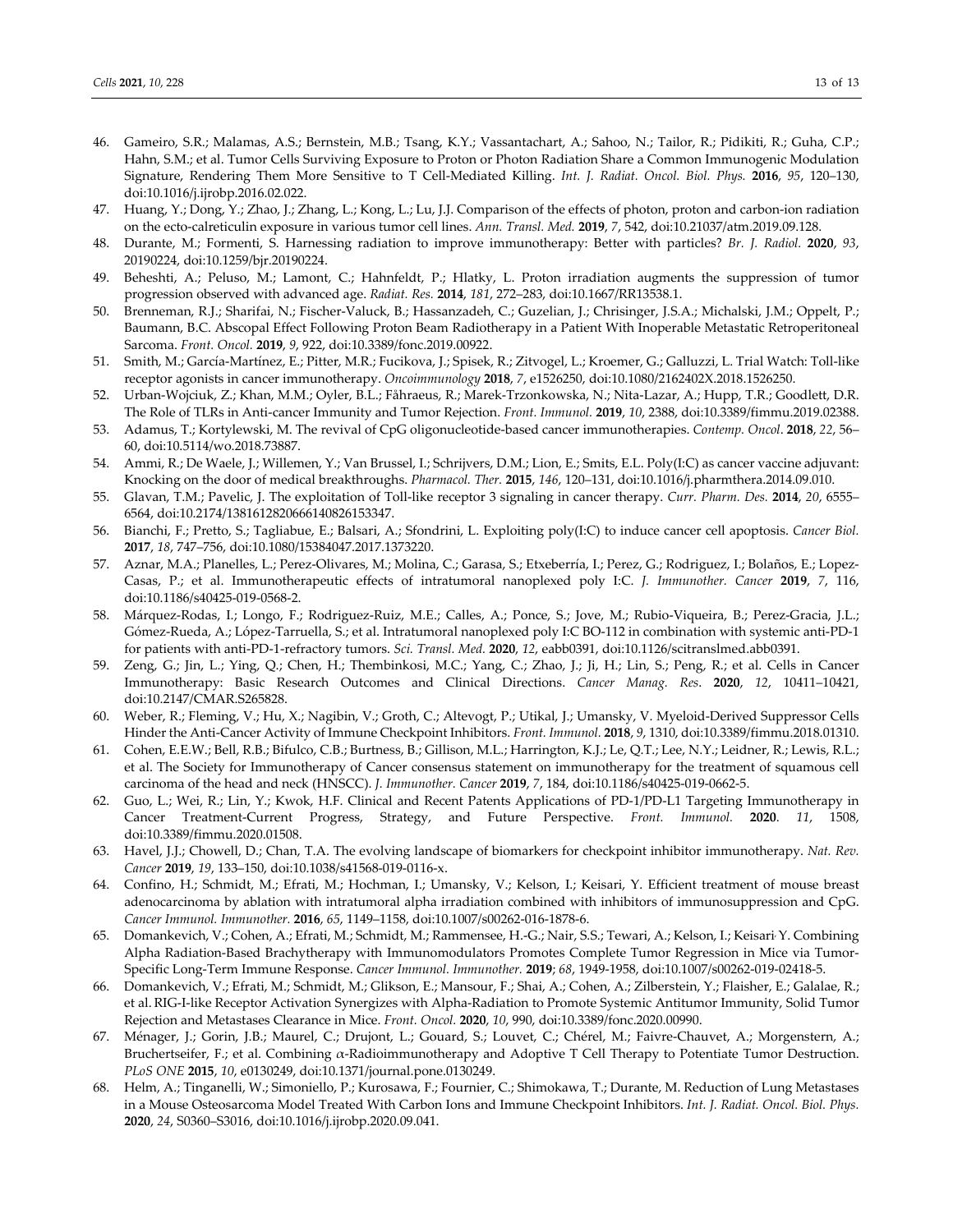46. Gameiro, S.R.; Malamas, A.S.; Bernstein, M.B.; Tsang, K.Y.; Vassantachart, A.; Sahoo, N.; Tailor, R.; Pidikiti, R.; Guha, C.P.; Hahn, S.M.; et al. Tumor Cells Surviving Exposure to Proton or Photon Radiation Share a Common Immunogenic Modulation Signature, Rendering Them More Sensitive to T Cell-Mediated Killing. *Int. J. Radiat. Oncol. Biol. Phys.* **2016**, *95*, 120–130, doi:10.1016/j.ijrobp.2016.02.022.
47. Huang, Y.; Dong, Y.; Zhao, J.; Zhang, L.; Kong, L.; Lu, J.J. Comparison of the effects of photon, proton and carbon-ion radiation on the ecto-calreticulin exposure in various tumor cell lines. *Ann. Transl. Med.* **2019**, *7*, 542, doi:10.21037/atm.2019.09.128.
48. Durante, M.; Formenti, S. Harnessing radiation to improve immunotherapy: Better with particles? *Br. J. Radiol.* **2020**, *93*, 20190224, doi:10.1259/bjr.20190224.
49. Beheshti, A.; Peluso, M.; Lamont, C.; Hahnfeldt, P.; Hlatky, L. Proton irradiation augments the suppression of tumor progression observed with advanced age. *Radiat. Res.* **2014**, *181*, 272–283, doi:10.1667/RR13538.1.
50. Brenneman, R.J.; Sharifai, N.; Fischer-Valuck, B.; Hassanzadeh, C.; Guzelian, J.; Chrisinger, J.S.A.; Michalski, J.M.; Oppelt, P.; Baumann, B.C. Abscopal Effect Following Proton Beam Radiotherapy in a Patient With Inoperable Metastatic Retroperitoneal Sarcoma. *Front. Oncol.* **2019**, *9*, 922, doi:10.3389/fonc.2019.00922.
51. Smith, M.; García-Martínez, E.; Pitter, M.R.; Fucikova, J.; Spisek, R.; Zitvogel, L.; Kroemer, G.; Galluzzi, L. Trial Watch: Toll-like receptor agonists in cancer immunotherapy. *Oncoimmunology* **2018**, *7*, e1526250, doi:10.1080/2162402X.2018.1526250.
52. Urban-Wojciuk, Z.; Khan, M.M.; Oyler, B.L.; Fåhraeus, R.; Marek-Trzonkowska, N.; Nita-Lazar, A.; Hupp, T.R.; Goodlett, D.R. The Role of TLRs in Anti-cancer Immunity and Tumor Rejection. *Front. Immunol.* **2019**, *10*, 2388, doi:10.3389/fimmu.2019.02388.
53. Adamus, T.; Kortylewski, M. The revival of CpG oligonucleotide-based cancer immunotherapies. *Contemp. Oncol*. **2018**, *22*, 56–60, doi:10.5114/wo.2018.73887.
54. Ammi, R.; De Waele, J.; Willemen, Y.; Van Brussel, I.; Schrijvers, D.M.; Lion, E.; Smits, E.L. Poly(I:C) as cancer vaccine adjuvant: Knocking on the door of medical breakthroughs. *Pharmacol. Ther.* **2015**, *146*, 120–131, doi:10.1016/j.pharmthera.2014.09.010.
55. Glavan, T.M.; Pavelic, J. The exploitation of Toll-like receptor 3 signaling in cancer therapy. *Curr. Pharm. Des.* **2014**, *20*, 6555–6564, doi:10.2174/1381612820666140826153347.
56. Bianchi, F.; Pretto, S.; Tagliabue, E.; Balsari, A.; Sfondrini, L. Exploiting poly(I:C) to induce cancer cell apoptosis. *Cancer Biol.* **2017**, *18*, 747–756, doi:10.1080/15384047.2017.1373220.
57. Aznar, M.A.; Planelles, L.; Perez-Olivares, M.; Molina, C.; Garasa, S.; Etxeberría, I.; Perez, G.; Rodriguez, I.; Bolaños, E.; Lopez-Casas, P.; et al. Immunotherapeutic effects of intratumoral nanoplexed poly I:C. *J. Immunother. Cancer* **2019**, *7*, 116, doi:10.1186/s40425-019-0568-2.
58. Márquez-Rodas, I.; Longo, F.; Rodriguez-Ruiz, M.E.; Calles, A.; Ponce, S.; Jove, M.; Rubio-Viqueira, B.; Perez-Gracia, J.L.; Gómez-Rueda, A.; López-Tarruella, S.; et al. Intratumoral nanoplexed poly I:C BO-112 in combination with systemic anti-PD-1 for patients with anti-PD-1-refractory tumors. *Sci. Transl. Med*. **2020**, *12*, eabb0391, doi:10.1126/scitranslmed.abb0391.
59. Zeng, G.; Jin, L.; Ying, Q.; Chen, H.; Thembinkosi, M.C.; Yang, C.; Zhao, J.; Ji, H.; Lin, S.; Peng, R.; et al. Cells in Cancer Immunotherapy: Basic Research Outcomes and Clinical Directions. *Cancer Manag. Res*. **2020**, *12*, 10411–10421, doi:10.2147/CMAR.S265828.
60. Weber, R.; Fleming, V.; Hu, X.; Nagibin, V.; Groth, C.; Altevogt, P.; Utikal, J.; Umansky, V. Myeloid-Derived Suppressor Cells Hinder the Anti-Cancer Activity of Immune Checkpoint Inhibitors. *Front. Immunol.* **2018**, *9*, 1310, doi:10.3389/fimmu.2018.01310.
61. Cohen, E.E.W.; Bell, R.B.; Bifulco, C.B.; Burtness, B.; Gillison, M.L.; Harrington, K.J.; Le, Q.T.; Lee, N.Y.; Leidner, R.; Lewis, R.L.; et al. The Society for Immunotherapy of Cancer consensus statement on immunotherapy for the treatment of squamous cell carcinoma of the head and neck (HNSCC). *J. Immunother. Cancer* **2019**, *7*, 184, doi:10.1186/s40425-019-0662-5.
62. Guo, L.; Wei, R.; Lin, Y.; Kwok, H.F. Clinical and Recent Patents Applications of PD-1/PD-L1 Targeting Immunotherapy in Cancer Treatment-Current Progress, Strategy, and Future Perspective. *Front. Immunol.* **2020**. *11*, 1508, doi:10.3389/fimmu.2020.01508.
63. Havel, J.J.; Chowell, D.; Chan, T.A. The evolving landscape of biomarkers for checkpoint inhibitor immunotherapy. *Nat. Rev. Cancer* **2019**, *19*, 133–150, doi:10.1038/s41568-019-0116-x.
64. Confino, H.; Schmidt, M.; Efrati, M.; Hochman, I.; Umansky, V.; Kelson, I.; Keisari, Y. Efficient treatment of mouse breast adenocarcinoma by ablation with intratumoral alpha irradiation combined with inhibitors of immunosuppression and CpG. *Cancer Immunol. Immunother.* **2016**, *65*, 1149–1158, doi:10.1007/s00262-016-1878-6.
65. Domankevich, V.; Cohen, A.; Efrati, M.; Schmidt, M.; Rammensee, H.-G.; Nair, S.S.; Tewari, A.; Kelson, I.; Keisari, Y. Combining Alpha Radiation-Based Brachytherapy with Immunomodulators Promotes Complete Tumor Regression in Mice via Tumor-Specific Long-Term Immune Response. *Cancer Immunol. Immunother.* **2019**; *68*, 1949-1958, doi:10.1007/s00262-019-02418-5.
66. Domankevich, V.; Efrati, M.; Schmidt, M.; Glikson, E.; Mansour, F.; Shai, A.; Cohen, A.; Zilberstein, Y.; Flaisher, E.; Galalae, R.; et al. RIG-1-like Receptor Activation Synergizes with Alpha-Radiation to Promote Systemic Antitumor Immunity, Solid Tumor Rejection and Metastases Clearance in Mice. *Front. Oncol.* **2020**, *10*, 990, doi:10.3389/fonc.2020.00990.
67. Ménager, J.; Gorin, J.B.; Maurel, C.; Drujont, L.; Gouard, S.; Louvet, C.; Chérel, M.; Faivre-Chauvet, A.; Morgenstern, A.; Bruchertseifer, F.; et al. Combining $\alpha$-Radioimmunotherapy and Adoptive T Cell Therapy to Potentiate Tumor Destruction. *PLoS ONE* **2015**, *10*, e0130249, doi:10.1371/journal.pone.0130249.
68. Helm, A.; Tinganelli, W.; Simoniello, P.; Kurosawa, F.; Fournier, C.; Shimokawa, T.; Durante, M. Reduction of Lung Metastases in a Mouse Osteosarcoma Model Treated With Carbon Ions and Immune Checkpoint Inhibitors. *Int. J. Radiat. Oncol. Biol. Phys.* **2020**, *24*, S0360–S3016, doi:10.1016/j.ijrobp.2020.09.041.